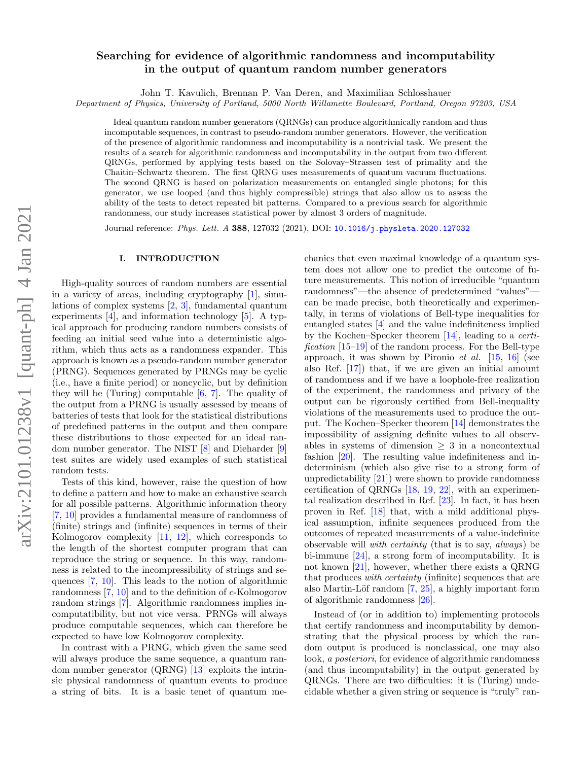# Searching for evidence of algorithmic randomness and incomputability in the output of quantum random number generators

John T. Kavulich, Brennan P. Van Deren, and Maximilian Schlosshauer

*Department of Physics, University of Portland, 5000 North Willamette Boulevard, Portland, Oregon 97203, USA*

Ideal quantum random number generators (QRNGs) can produce algorithmically random and thus incomputable sequences, in contrast to pseudo-random number generators. However, the verification of the presence of algorithmic randomness and incomputability is a nontrivial task. We present the results of a search for algorithmic randomness and incomputability in the output from two different QRNGs, performed by applying tests based on the Solovay–Strassen test of primality and the Chaitin–Schwartz theorem. The first QRNG uses measurements of quantum vacuum fluctuations. The second QRNG is based on polarization measurements on entangled single photons; for this generator, we use looped (and thus highly compressible) strings that also allow us to assess the ability of the tests to detect repeated bit patterns. Compared to a previous search for algorithmic randomness, our study increases statistical power by almost 3 orders of magnitude.

Journal reference: *Phys. Lett. A* **388**, 127032 (2021), DOI: 10.1016/j.physleta.2020.127032

## I. INTRODUCTION

High-quality sources of random numbers are essential in a variety of areas, including cryptography [1], simulations of complex systems [2, 3], fundamental quantum experiments [4], and information technology [5]. A typical approach for producing random numbers consists of feeding an initial seed value into a deterministic algorithm, which thus acts as a randomness expander. This approach is known as a pseudo-random number generator (PRNG). Sequences generated by PRNGs may be cyclic (i.e., have a finite period) or noncyclic, but by definition they will be (Turing) computable [6, 7]. The quality of the output from a PRNG is usually assessed by means of batteries of tests that look for the statistical distributions of predefined patterns in the output and then compare these distributions to those expected for an ideal random number generator. The NIST [8] and Dieharder [9] test suites are widely used examples of such statistical random tests.

Tests of this kind, however, raise the question of how to define a pattern and how to make an exhaustive search for all possible patterns. Algorithmic information theory [7, 10] provides a fundamental measure of randomness of (finite) strings and (infinite) sequences in terms of their Kolmogorov complexity [11, 12], which corresponds to the length of the shortest computer program that can reproduce the string or sequence. In this way, randomness is related to the incompressibility of strings and sequences [7, 10]. This leads to the notion of algorithmic randomness [7, 10] and to the definition of $c$-Kolmogorov random strings [7]. Algorithmic randomness implies incomputability, but not vice versa. PRNGs will always produce computable sequences, which can therefore be expected to have low Kolmogorov complexity.

In contrast with a PRNG, which given the same seed will always produce the same sequence, a quantum random number generator (QRNG) [13] exploits the intrinsic physical randomness of quantum events to produce a string of bits. It is a basic tenet of quantum mechanics that even maximal knowledge of a quantum system does not allow one to predict the outcome of future measurements. This notion of irreducible "quantum randomness"—the absence of predetermined "values"—can be made precise, both theoretically and experimentally, in terms of violations of Bell-type inequalities for entangled states [4] and the value indefiniteness implied by the Kochen–Specker theorem [14], leading to a *certification* [15–19] of the random process. For the Bell-type approach, it was shown by Pironio *et al.* [15, 16] (see also Ref. [17]) that, if we are given an initial amount of randomness and if we have a loophole-free realization of the experiment, the randomness and privacy of the output can be rigorously certified from Bell-inequality violations of the measurements used to produce the output. The Kochen–Specker theorem [14] demonstrates the impossibility of assigning definite values to all observables in systems of dimension $\geq 3$ in a noncontextual fashion [20]. The resulting value indefiniteness and indeterminism (which also give rise to a strong form of unpredictability [21]) were shown to provide randomness certification of QRNGs [18, 19, 22], with an experimental realization described in Ref. [23]. In fact, it has been proven in Ref. [18] that, with a mild additional physical assumption, infinite sequences produced from the outcomes of repeated measurements of a value-indefinite observable will *with certainty* (that is to say, *always*) be bi-immune [24], a strong form of incomputability. It is not known [21], however, whether there exists a QRNG that produces *with certainty* (infinite) sequences that are also Martin-Löf random [7, 25], a highly important form of algorithmic randomness [26].

Instead of (or in addition to) implementing protocols that certify randomness and incomputability by demonstrating that the physical process by which the random output is produced is nonclassical, one may also look, *a posteriori*, for evidence of algorithmic randomness (and thus incomputability) in the output generated by QRNGs. There are two difficulties: it is (Turing) undecidable whether a given string or sequence is "truly" ran-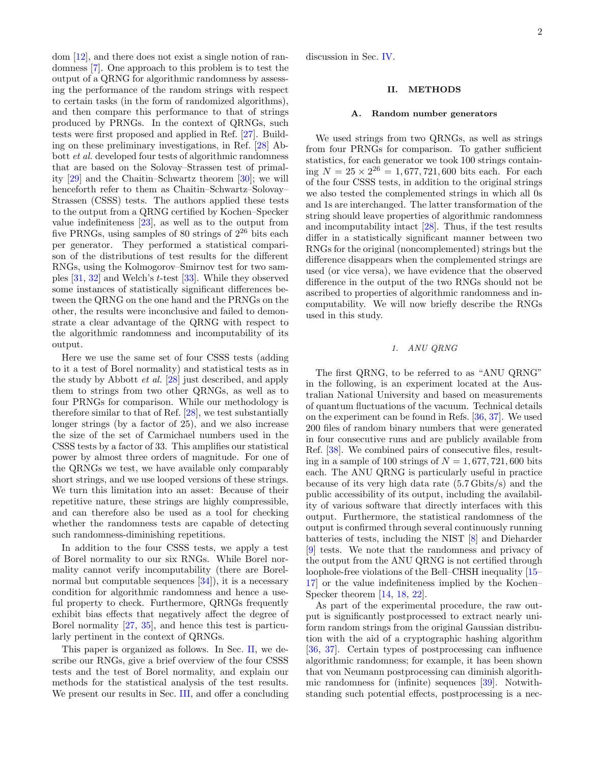dom [12], and there does not exist a single notion of randomness [7]. One approach to this problem is to test the output of a QRNG for algorithmic randomness by assessing the performance of the random strings with respect to certain tasks (in the form of randomized algorithms), and then compare this performance to that of strings produced by PRNGs. In the context of QRNGs, such tests were first proposed and applied in Ref. [27]. Building on these preliminary investigations, in Ref. [28] Abbott *et al.* developed four tests of algorithmic randomness that are based on the Solovay–Strassen test of primality [29] and the Chaitin–Schwartz theorem [30]; we will henceforth refer to them as Chaitin–Schwartz–Solovay–Strassen (CSSS) tests. The authors applied these tests to the output from a QRNG certified by Kochen–Specker value indefiniteness [23], as well as to the output from five PRNGs, using samples of 80 strings of $2^{26}$ bits each per generator. They performed a statistical comparison of the distributions of test results for the different RNGs, using the Kolmogorov–Smirnov test for two samples [31, 32] and Welch's $t$-test [33]. While they observed some instances of statistically significant differences between the QRNG on the one hand and the PRNGs on the other, the results were inconclusive and failed to demonstrate a clear advantage of the QRNG with respect to the algorithmic randomness and incomputability of its output.

Here we use the same set of four CSSS tests (adding to it a test of Borel normality) and statistical tests as in the study by Abbott *et al.* [28] just described, and apply them to strings from two other QRNGs, as well as to four PRNGs for comparison. While our methodology is therefore similar to that of Ref. [28], we test substantially longer strings (by a factor of 25), and we also increase the size of the set of Carmichael numbers used in the CSSS tests by a factor of 33. This amplifies our statistical power by almost three orders of magnitude. For one of the QRNGs we test, we have available only comparably short strings, and we use looped versions of these strings. We turn this limitation into an asset: Because of their repetitive nature, these strings are highly compressible, and can therefore also be used as a tool for checking whether the randomness tests are capable of detecting such randomness-diminishing repetitions.

In addition to the four CSSS tests, we apply a test of Borel normality to our six RNGs. While Borel normality cannot verify incomputability (there are Borel-normal but computable sequences [34]), it is a necessary condition for algorithmic randomness and hence a useful property to check. Furthermore, QRNGs frequently exhibit bias effects that negatively affect the degree of Borel normality [27, 35], and hence this test is particularly pertinent in the context of QRNGs.

This paper is organized as follows. In Sec. II, we describe our RNGs, give a brief overview of the four CSSS tests and the test of Borel normality, and explain our methods for the statistical analysis of the test results. We present our results in Sec. III, and offer a concluding discussion in Sec. IV.

## II. METHODS

### A. Random number generators

We used strings from two QRNGs, as well as strings from four PRNGs for comparison. To gather sufficient statistics, for each generator we took 100 strings containing $N = 25 \times 2^{26} = 1,677,721,600$ bits each. For each of the four CSSS tests, in addition to the original strings we also tested the complemented strings in which all 0s and 1s are interchanged. The latter transformation of the string should leave properties of algorithmic randomness and incomputability intact [28]. Thus, if the test results differ in a statistically significant manner between two RNGs for the original (noncomplemented) strings but the difference disappears when the complemented strings are used (or vice versa), we have evidence that the observed difference in the output of the two RNGs should not be ascribed to properties of algorithmic randomness and incomputability. We will now briefly describe the RNGs used in this study.

#### 1. ANU QRNG

The first QRNG, to be referred to as "ANU QRNG" in the following, is an experiment located at the Australian National University and based on measurements of quantum fluctuations of the vacuum. Technical details on the experiment can be found in Refs. [36, 37]. We used 200 files of random binary numbers that were generated in four consecutive runs and are publicly available from Ref. [38]. We combined pairs of consecutive files, resulting in a sample of 100 strings of $N = 1,677,721,600$ bits each. The ANU QRNG is particularly useful in practice because of its very high data rate (5.7 Gbits/s) and the public accessibility of its output, including the availability of various software that directly interfaces with this output. Furthermore, the statistical randomness of the output is confirmed through several continuously running batteries of tests, including the NIST [8] and Dieharder [9] tests. We note that the randomness and privacy of the output from the ANU QRNG is not certified through loophole-free violations of the Bell–CHSH inequality [15–17] or the value indefiniteness implied by the Kochen–Specker theorem [14, 18, 22].

As part of the experimental procedure, the raw output is significantly postprocessed to extract nearly uniform random strings from the original Gaussian distribution with the aid of a cryptographic hashing algorithm [36, 37]. Certain types of postprocessing can influence algorithmic randomness; for example, it has been shown that von Neumann postprocessing can diminish algorithmic randomness for (infinite) sequences [39]. Notwithstanding such potential effects, postprocessing is a nec-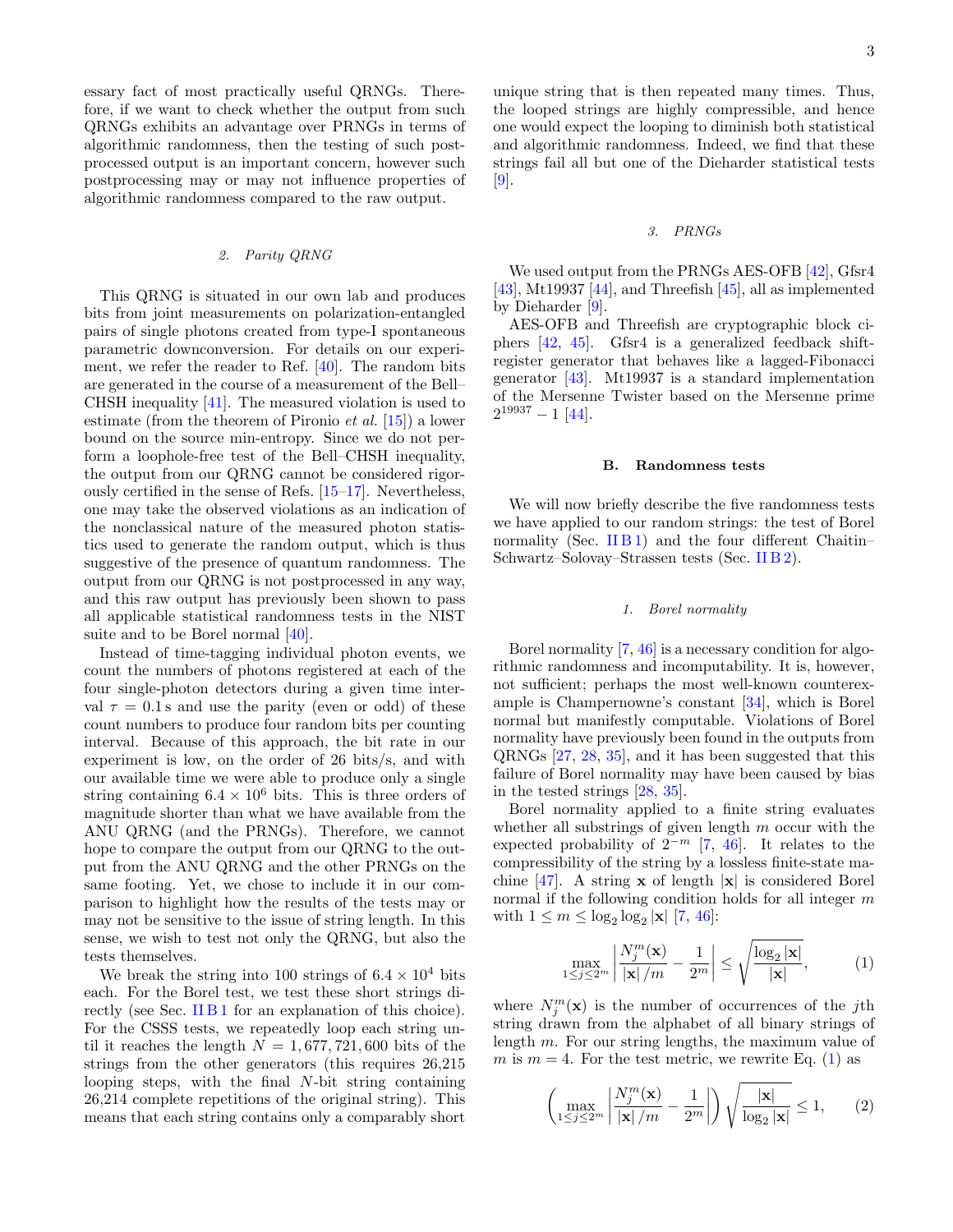essary fact of most practically useful QRNGs. Therefore, if we want to check whether the output from such QRNGs exhibits an advantage over PRNGs in terms of algorithmic randomness, then the testing of such postprocessed output is an important concern, however such postprocessing may or may not influence properties of algorithmic randomness compared to the raw output.

#### 2. Parity QRNG

This QRNG is situated in our own lab and produces bits from joint measurements on polarization-entangled pairs of single photons created from type-I spontaneous parametric downconversion. For details on our experiment, we refer the reader to Ref. [40]. The random bits are generated in the course of a measurement of the Bell–CHSH inequality [41]. The measured violation is used to estimate (from the theorem of Pironio *et al.* [15]) a lower bound on the source min-entropy. Since we do not perform a loophole-free test of the Bell–CHSH inequality, the output from our QRNG cannot be considered rigorously certified in the sense of Refs. [15–17]. Nevertheless, one may take the observed violations as an indication of the nonclassical nature of the measured photon statistics used to generate the random output, which is thus suggestive of the presence of quantum randomness. The output from our QRNG is not postprocessed in any way, and this raw output has previously been shown to pass all applicable statistical randomness tests in the NIST suite and to be Borel normal [40].

Instead of time-tagging individual photon events, we count the numbers of photons registered at each of the four single-photon detectors during a given time interval $\tau = 0.1\,\mathrm{s}$ and use the parity (even or odd) of these count numbers to produce four random bits per counting interval. Because of this approach, the bit rate in our experiment is low, on the order of 26 bits/s, and with our available time we were able to produce only a single string containing $6.4 \times 10^6$ bits. This is three orders of magnitude shorter than what we have available from the ANU QRNG (and the PRNGs). Therefore, we cannot hope to compare the output from our QRNG to the output from the ANU QRNG and the other PRNGs on the same footing. Yet, we chose to include it in our comparison to highlight how the results of the tests may or may not be sensitive to the issue of string length. In this sense, we wish to test not only the QRNG, but also the tests themselves.

We break the string into 100 strings of $6.4 \times 10^4$ bits each. For the Borel test, we test these short strings directly (see Sec. II B 1 for an explanation of this choice). For the CSSS tests, we repeatedly loop each string until it reaches the length $N = 1,677,721,600$ bits of the strings from the other generators (this requires 26,215 looping steps, with the final $N$-bit string containing 26,214 complete repetitions of the original string). This means that each string contains only a comparably short unique string that is then repeated many times. Thus, the looped strings are highly compressible, and hence one would expect the looping to diminish both statistical and algorithmic randomness. Indeed, we find that these strings fail all but one of the Dieharder statistical tests [9].

#### 3. PRNGs

We used output from the PRNGs AES-OFB [42], Gfsr4 [43], Mt19937 [44], and Threefish [45], all as implemented by Dieharder [9].

AES-OFB and Threefish are cryptographic block ciphers [42, 45]. Gfsr4 is a generalized feedback shift-register generator that behaves like a lagged-Fibonacci generator [43]. Mt19937 is a standard implementation of the Mersenne Twister based on the Mersenne prime $2^{19937} - 1$ [44].

### B. Randomness tests

We will now briefly describe the five randomness tests we have applied to our random strings: the test of Borel normality (Sec. II B 1) and the four different Chaitin–Schwartz–Solovay–Strassen tests (Sec. II B 2).

#### 1. Borel normality

Borel normality [7, 46] is a necessary condition for algorithmic randomness and incomputability. It is, however, not sufficient; perhaps the most well-known counterexample is Champernowne's constant [34], which is Borel normal but manifestly computable. Violations of Borel normality have previously been found in the outputs from QRNGs [27, 28, 35], and it has been suggested that this failure of Borel normality may have been caused by bias in the tested strings [28, 35].

Borel normality applied to a finite string evaluates whether all substrings of given length $m$ occur with the expected probability of $2^{-m}$ [7, 46]. It relates to the compressibility of the string by a lossless finite-state machine [47]. A string $\mathbf{x}$ of length $|\mathbf{x}|$ is considered Borel normal if the following condition holds for all integer $m$ with $1 \leq m \leq \log_2 \log_2 |\mathbf{x}|$ [7, 46]:

$$\max_{1 \leq j \leq 2^m} \left| \frac{N_j^m(\mathbf{x})}{|\mathbf{x}|/m} - \frac{1}{2^m} \right| \leq \sqrt{\frac{\log_2 |\mathbf{x}|}{|\mathbf{x}|}}, \tag{1}$$

where $N_j^m(\mathbf{x})$ is the number of occurrences of the $j$th string drawn from the alphabet of all binary strings of length $m$. For our string lengths, the maximum value of $m$ is $m = 4$. For the test metric, we rewrite Eq. (1) as

$$\left( \max_{1 \leq j \leq 2^m} \left| \frac{N_j^m(\mathbf{x})}{|\mathbf{x}|/m} - \frac{1}{2^m} \right| \right) \sqrt{\frac{|\mathbf{x}|}{\log_2 |\mathbf{x}|}} \leq 1, \tag{2}$$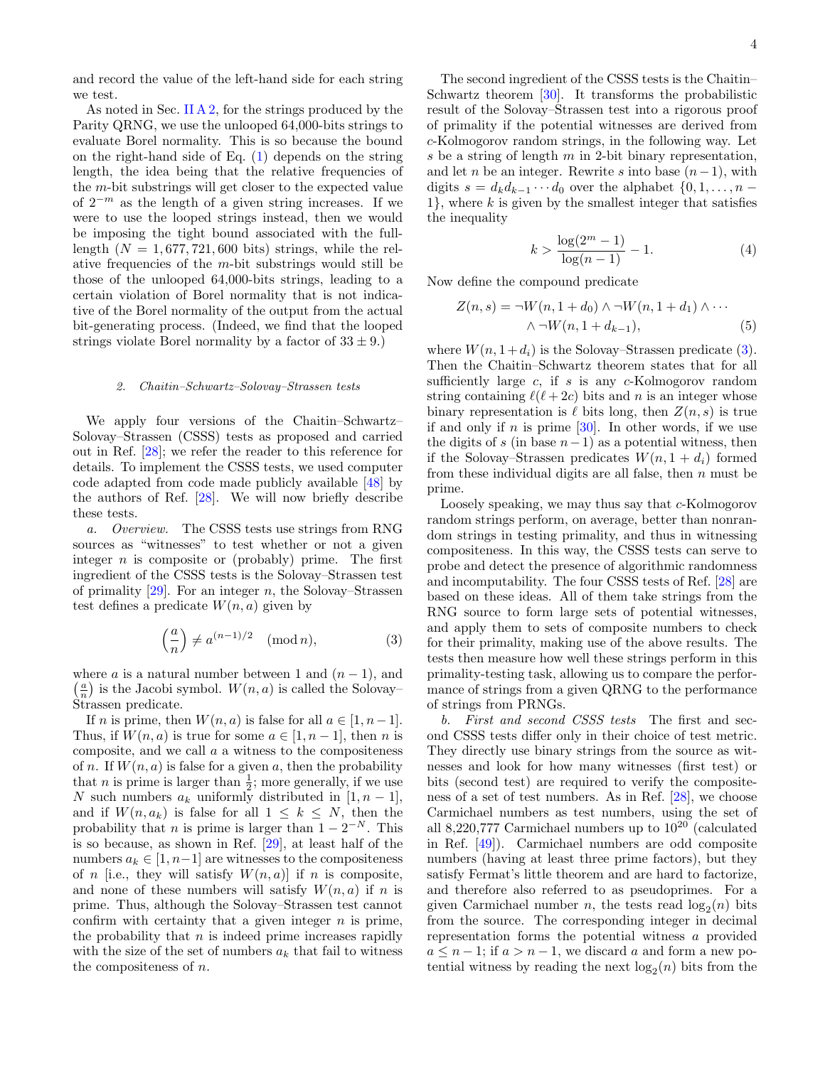and record the value of the left-hand side for each string we test.

As noted in Sec. II A 2, for the strings produced by the Parity QRNG, we use the unlooped 64,000-bits strings to evaluate Borel normality. This is so because the bound on the right-hand side of Eq. (1) depends on the string length, the idea being that the relative frequencies of the $m$-bit substrings will get closer to the expected value of $2^{-m}$ as the length of a given string increases. If we were to use the looped strings instead, then we would be imposing the tight bound associated with the full-length ($N = 1,677,721,600$ bits) strings, while the relative frequencies of the $m$-bit substrings would still be those of the unlooped 64,000-bits strings, leading to a certain violation of Borel normality that is not indicative of the Borel normality of the output from the actual bit-generating process. (Indeed, we find that the looped strings violate Borel normality by a factor of $33 \pm 9$.)

#### 2. Chaitin–Schwartz–Solovay–Strassen tests

We apply four versions of the Chaitin–Schwartz–Solovay–Strassen (CSSS) tests as proposed and carried out in Ref. [28]; we refer the reader to this reference for details. To implement the CSSS tests, we used computer code adapted from code made publicly available [48] by the authors of Ref. [28]. We will now briefly describe these tests.

*a. Overview.* The CSSS tests use strings from RNG sources as "witnesses" to test whether or not a given integer $n$ is composite or (probably) prime. The first ingredient of the CSSS tests is the Solovay–Strassen test of primality [29]. For an integer $n$, the Solovay–Strassen test defines a predicate $W(n, a)$ given by

$$\left(\frac{a}{n}\right) \neq a^{(n-1)/2} \pmod{n}, \tag{3}$$

where $a$ is a natural number between 1 and $(n-1)$, and $\left(\frac{a}{n}\right)$ is the Jacobi symbol. $W(n, a)$ is called the Solovay–Strassen predicate.

If $n$ is prime, then $W(n, a)$ is false for all $a \in [1, n-1]$. Thus, if $W(n, a)$ is true for some $a \in [1, n-1]$, then $n$ is composite, and we call $a$ a witness to the compositeness of $n$. If $W(n, a)$ is false for a given $a$, then the probability that $n$ is prime is larger than $\frac{1}{2}$; more generally, if we use $N$ such numbers $a_k$ uniformly distributed in $[1, n-1]$, and if $W(n, a_k)$ is false for all $1 \leq k \leq N$, then the probability that $n$ is prime is larger than $1 - 2^{-N}$. This is so because, as shown in Ref. [29], at least half of the numbers $a_k \in [1, n-1]$ are witnesses to the compositeness of $n$ [i.e., they will satisfy $W(n, a)$] if $n$ is composite, and none of these numbers will satisfy $W(n, a)$ if $n$ is prime. Thus, although the Solovay–Strassen test cannot confirm with certainty that a given integer $n$ is prime, the probability that $n$ is indeed prime increases rapidly with the size of the set of numbers $a_k$ that fail to witness the compositeness of $n$.

The second ingredient of the CSSS tests is the Chaitin–Schwartz theorem [30]. It transforms the probabilistic result of the Solovay–Strassen test into a rigorous proof of primality if the potential witnesses are derived from $c$-Kolmogorov random strings, in the following way. Let $s$ be a string of length $m$ in 2-bit binary representation, and let $n$ be an integer. Rewrite $s$ into base $(n-1)$, with digits $s = d_k d_{k-1} \cdots d_0$ over the alphabet $\{0, 1, \ldots, n-1\}$, where $k$ is given by the smallest integer that satisfies the inequality

$$k > \frac{\log(2^m - 1)}{\log(n-1)} - 1. \tag{4}$$

Now define the compound predicate

$$Z(n, s) = \neg W(n, 1 + d_0) \wedge \neg W(n, 1 + d_1) \wedge \cdots \\ \wedge \neg W(n, 1 + d_{k-1}), \tag{5}$$

where $W(n, 1 + d_i)$ is the Solovay–Strassen predicate (3). Then the Chaitin–Schwartz theorem states that for all sufficiently large $c$, if $s$ is any $c$-Kolmogorov random string containing $\ell(\ell + 2c)$ bits and $n$ is an integer whose binary representation is $\ell$ bits long, then $Z(n, s)$ is true if and only if $n$ is prime [30]. In other words, if we use the digits of $s$ (in base $n-1$) as a potential witness, then if the Solovay–Strassen predicates $W(n, 1 + d_i)$ formed from these individual digits are all false, then $n$ must be prime.

Loosely speaking, we may thus say that $c$-Kolmogorov random strings perform, on average, better than nonrandom strings in testing primality, and thus in witnessing compositeness. In this way, the CSSS tests can serve to probe and detect the presence of algorithmic randomness and incomputability. The four CSSS tests of Ref. [28] are based on these ideas. All of them take strings from the RNG source to form large sets of potential witnesses, and apply them to sets of composite numbers to check for their primality, making use of the above results. The tests then measure how well these strings perform in this primality-testing task, allowing us to compare the performance of strings from a given QRNG to the performance of strings from PRNGs.

*b. First and second CSSS tests* The first and second CSSS tests differ only in their choice of test metric. They directly use binary strings from the source as witnesses and look for how many witnesses (first test) or bits (second test) are required to verify the compositeness of a set of test numbers. As in Ref. [28], we choose Carmichael numbers as test numbers, using the set of all 8,220,777 Carmichael numbers up to $10^{20}$ (calculated in Ref. [49]). Carmichael numbers are odd composite numbers (having at least three prime factors), but they satisfy Fermat's little theorem and are hard to factorize, and therefore also referred to as pseudoprimes. For a given Carmichael number $n$, the tests read $\log_2(n)$ bits from the source. The corresponding integer in decimal representation forms the potential witness $a$ provided $a \leq n-1$; if $a > n-1$, we discard $a$ and form a new potential witness by reading the next $\log_2(n)$ bits from the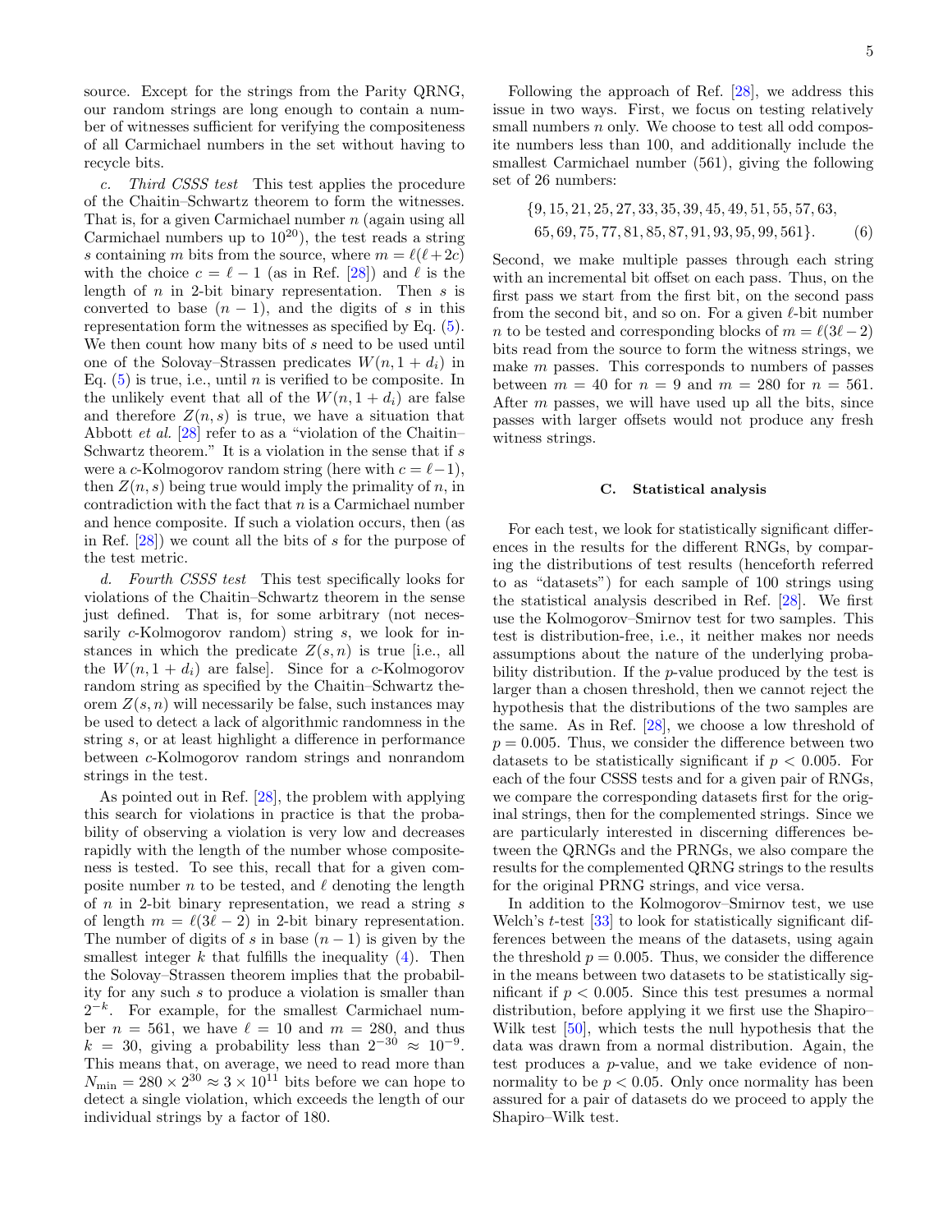source. Except for the strings from the Parity QRNG, our random strings are long enough to contain a number of witnesses sufficient for verifying the compositeness of all Carmichael numbers in the set without having to recycle bits.

*c. Third CSSS test* This test applies the procedure of the Chaitin–Schwartz theorem to form the witnesses. That is, for a given Carmichael number $n$ (again using all Carmichael numbers up to $10^{20}$), the test reads a string $s$ containing $m$ bits from the source, where $m = \ell(\ell + 2c)$ with the choice $c = \ell - 1$ (as in Ref. [28]) and $\ell$ is the length of $n$ in 2-bit binary representation. Then $s$ is converted to base $(n-1)$, and the digits of $s$ in this representation form the witnesses as specified by Eq. (5). We then count how many bits of $s$ need to be used until one of the Solovay–Strassen predicates $W(n, 1 + d_i)$ in Eq. (5) is true, i.e., until $n$ is verified to be composite. In the unlikely event that all of the $W(n, 1 + d_i)$ are false and therefore $Z(n, s)$ is true, we have a situation that Abbott *et al.* [28] refer to as a "violation of the Chaitin–Schwartz theorem." It is a violation in the sense that if $s$ were a $c$-Kolmogorov random string (here with $c = \ell - 1$), then $Z(n, s)$ being true would imply the primality of $n$, in contradiction with the fact that $n$ is a Carmichael number and hence composite. If such a violation occurs, then (as in Ref. [28]) we count all the bits of $s$ for the purpose of the test metric.

*d. Fourth CSSS test* This test specifically looks for violations of the Chaitin–Schwartz theorem in the sense just defined. That is, for some arbitrary (not necessarily $c$-Kolmogorov random) string $s$, we look for instances in which the predicate $Z(s, n)$ is true [i.e., all the $W(n, 1 + d_i)$ are false]. Since for a $c$-Kolmogorov random string as specified by the Chaitin–Schwartz theorem $Z(s, n)$ will necessarily be false, such instances may be used to detect a lack of algorithmic randomness in the string $s$, or at least highlight a difference in performance between $c$-Kolmogorov random strings and nonrandom strings in the test.

As pointed out in Ref. [28], the problem with applying this search for violations in practice is that the probability of observing a violation is very low and decreases rapidly with the length of the number whose compositeness is tested. To see this, recall that for a given composite number $n$ to be tested, and $\ell$ denoting the length of $n$ in 2-bit binary representation, we read a string $s$ of length $m = \ell(3\ell - 2)$ in 2-bit binary representation. The number of digits of $s$ in base $(n - 1)$ is given by the smallest integer $k$ that fulfills the inequality (4). Then the Solovay–Strassen theorem implies that the probability for any such $s$ to produce a violation is smaller than $2^{-k}$. For example, for the smallest Carmichael number $n = 561$, we have $\ell = 10$ and $m = 280$, and thus $k = 30$, giving a probability less than $2^{-30} \approx 10^{-9}$. This means that, on average, we need to read more than $N_{\min} = 280 \times 2^{30} \approx 3 \times 10^{11}$ bits before we can hope to detect a single violation, which exceeds the length of our individual strings by a factor of 180.

Following the approach of Ref. [28], we address this issue in two ways. First, we focus on testing relatively small numbers $n$ only. We choose to test all odd composite numbers less than 100, and additionally include the smallest Carmichael number (561), giving the following set of 26 numbers:

$$\{9, 15, 21, 25, 27, 33, 35, 39, 45, 49, 51, 55, 57, 63, 65, 69, 75, 77, 81, 85, 87, 91, 93, 95, 99, 561\}. \tag{6}$$

Second, we make multiple passes through each string with an incremental bit offset on each pass. Thus, on the first pass we start from the first bit, on the second pass from the second bit, and so on. For a given $\ell$-bit number $n$ to be tested and corresponding blocks of $m = \ell(3\ell - 2)$ bits read from the source to form the witness strings, we make $m$ passes. This corresponds to numbers of passes between $m = 40$ for $n = 9$ and $m = 280$ for $n = 561$. After $m$ passes, we will have used up all the bits, since passes with larger offsets would not produce any fresh witness strings.

### C. Statistical analysis

For each test, we look for statistically significant differences in the results for the different RNGs, by comparing the distributions of test results (henceforth referred to as "datasets") for each sample of 100 strings using the statistical analysis described in Ref. [28]. We first use the Kolmogorov–Smirnov test for two samples. This test is distribution-free, i.e., it neither makes nor needs assumptions about the nature of the underlying probability distribution. If the $p$-value produced by the test is larger than a chosen threshold, then we cannot reject the hypothesis that the distributions of the two samples are the same. As in Ref. [28], we choose a low threshold of $p = 0.005$. Thus, we consider the difference between two datasets to be statistically significant if $p < 0.005$. For each of the four CSSS tests and for a given pair of RNGs, we compare the corresponding datasets first for the original strings, then for the complemented strings. Since we are particularly interested in discerning differences between the QRNGs and the PRNGs, we also compare the results for the complemented QRNG strings to the results for the original PRNG strings, and vice versa.

In addition to the Kolmogorov–Smirnov test, we use Welch's $t$-test [33] to look for statistically significant differences between the means of the datasets, using again the threshold $p = 0.005$. Thus, we consider the difference in the means between two datasets to be statistically significant if $p < 0.005$. Since this test presumes a normal distribution, before applying it we first use the Shapiro–Wilk test [50], which tests the null hypothesis that the data was drawn from a normal distribution. Again, the test produces a $p$-value, and we take evidence of nonnormality to be $p < 0.05$. Only once normality has been assured for a pair of datasets do we proceed to apply the Shapiro–Wilk test.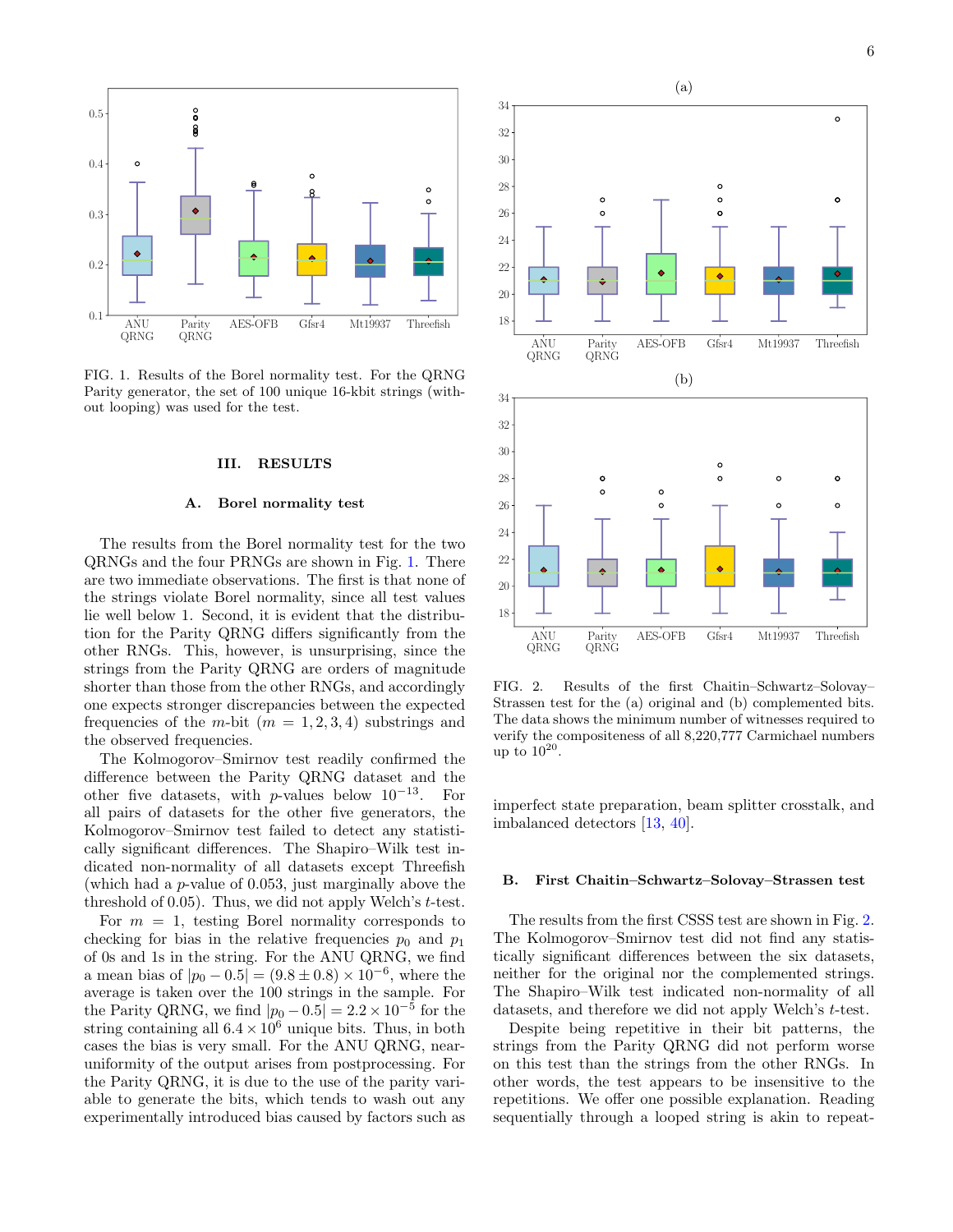FIG. 1. Results of the Borel normality test. For the QRNG Parity generator, the set of 100 unique 16-kbit strings (without looping) was used for the test.

## III. RESULTS

### A. Borel normality test

The results from the Borel normality test for the two QRNGs and the four PRNGs are shown in Fig. 1. There are two immediate observations. The first is that none of the strings violate Borel normality, since all test values lie well below 1. Second, it is evident that the distribution for the Parity QRNG differs significantly from the other RNGs. This, however, is unsurprising, since the strings from the Parity QRNG are orders of magnitude shorter than those from the other RNGs, and accordingly one expects stronger discrepancies between the expected frequencies of the $m$-bit ($m = 1, 2, 3, 4$) substrings and the observed frequencies.

The Kolmogorov–Smirnov test readily confirmed the difference between the Parity QRNG dataset and the other five datasets, with $p$-values below $10^{-13}$. For all pairs of datasets for the other five generators, the Kolmogorov–Smirnov test failed to detect any statistically significant differences. The Shapiro–Wilk test indicated non-normality of all datasets except Threefish (which had a $p$-value of 0.053, just marginally above the threshold of 0.05). Thus, we did not apply Welch's $t$-test.

For $m = 1$, testing Borel normality corresponds to checking for bias in the relative frequencies $p_0$ and $p_1$ of 0s and 1s in the string. For the ANU QRNG, we find a mean bias of $|p_0 - 0.5| = (9.8 \pm 0.8) \times 10^{-6}$, where the average is taken over the 100 strings in the sample. For the Parity QRNG, we find $|p_0 - 0.5| = 2.2 \times 10^{-5}$ for the string containing all $6.4 \times 10^6$ unique bits. Thus, in both cases the bias is very small. For the ANU QRNG, near-uniformity of the output arises from postprocessing. For the Parity QRNG, it is due to the use of the parity variable to generate the bits, which tends to wash out any experimentally introduced bias caused by factors such as imperfect state preparation, beam splitter crosstalk, and imbalanced detectors [13, 40].

FIG. 2. Results of the first Chaitin–Schwartz–Solovay–Strassen test for the (a) original and (b) complemented bits. The data shows the minimum number of witnesses required to verify the compositeness of all 8,220,777 Carmichael numbers up to $10^{20}$.

### B. First Chaitin–Schwartz–Solovay–Strassen test

The results from the first CSSS test are shown in Fig. 2. The Kolmogorov–Smirnov test did not find any statistically significant differences between the six datasets, neither for the original nor the complemented strings. The Shapiro–Wilk test indicated non-normality of all datasets, and therefore we did not apply Welch's $t$-test.

Despite being repetitive in their bit patterns, the strings from the Parity QRNG did not perform worse on this test than the strings from the other RNGs. In other words, the test appears to be insensitive to the repetitions. We offer one possible explanation. Reading sequentially through a looped string is akin to repeat-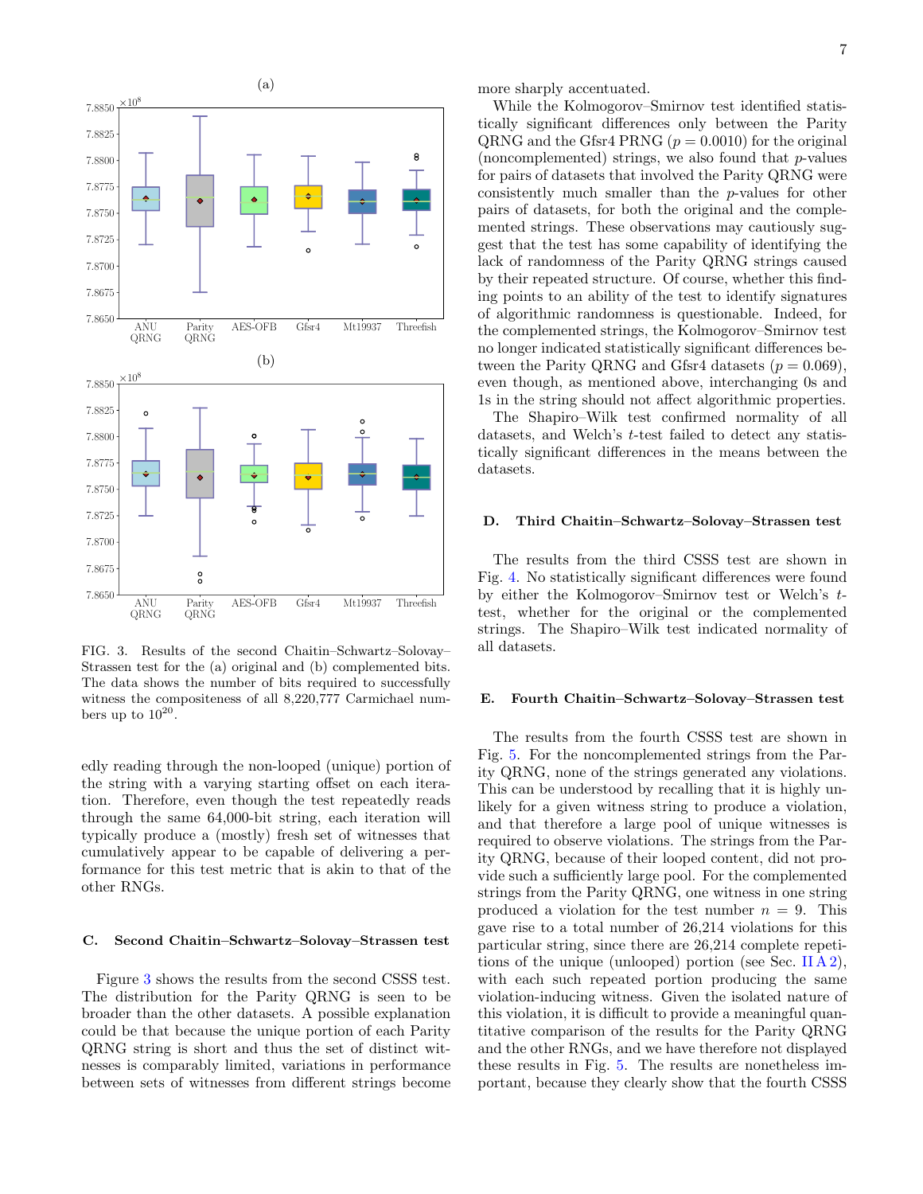FIG. 3. Results of the second Chaitin–Schwartz–Solovay–Strassen test for the (a) original and (b) complemented bits. The data shows the number of bits required to successfully witness the compositeness of all 8,220,777 Carmichael numbers up to $10^{20}$.

edly reading through the non-looped (unique) portion of the string with a varying starting offset on each iteration. Therefore, even though the test repeatedly reads through the same 64,000-bit string, each iteration will typically produce a (mostly) fresh set of witnesses that cumulatively appear to be capable of delivering a performance for this test metric that is akin to that of the other RNGs.

### C. Second Chaitin–Schwartz–Solovay–Strassen test

Figure 3 shows the results from the second CSSS test. The distribution for the Parity QRNG is seen to be broader than the other datasets. A possible explanation could be that because the unique portion of each Parity QRNG string is short and thus the set of distinct witnesses is comparably limited, variations in performance between sets of witnesses from different strings become more sharply accentuated.

While the Kolmogorov–Smirnov test identified statistically significant differences only between the Parity QRNG and the Gfsr4 PRNG ($p = 0.0010$) for the original (noncomplemented) strings, we also found that $p$-values for pairs of datasets that involved the Parity QRNG were consistently much smaller than the $p$-values for other pairs of datasets, for both the original and the complemented strings. These observations may cautiously suggest that the test has some capability of identifying the lack of randomness of the Parity QRNG strings caused by their repeated structure. Of course, whether this finding points to an ability of the test to identify signatures of algorithmic randomness is questionable. Indeed, for the complemented strings, the Kolmogorov–Smirnov test no longer indicated statistically significant differences between the Parity QRNG and Gfsr4 datasets ($p = 0.069$), even though, as mentioned above, interchanging 0s and 1s in the string should not affect algorithmic properties.

The Shapiro–Wilk test confirmed normality of all datasets, and Welch's $t$-test failed to detect any statistically significant differences in the means between the datasets.

### D. Third Chaitin–Schwartz–Solovay–Strassen test

The results from the third CSSS test are shown in Fig. 4. No statistically significant differences were found by either the Kolmogorov–Smirnov test or Welch's $t$-test, whether for the original or the complemented strings. The Shapiro–Wilk test indicated normality of all datasets.

### E. Fourth Chaitin–Schwartz–Solovay–Strassen test

The results from the fourth CSSS test are shown in Fig. 5. For the noncomplemented strings from the Parity QRNG, none of the strings generated any violations. This can be understood by recalling that it is highly unlikely for a given witness string to produce a violation, and that therefore a large pool of unique witnesses is required to observe violations. The strings from the Parity QRNG, because of their looped content, did not provide such a sufficiently large pool. For the complemented strings from the Parity QRNG, one witness in one string produced a violation for the test number $n = 9$. This gave rise to a total number of 26,214 violations for this particular string, since there are 26,214 complete repetitions of the unique (unlooped) portion (see Sec. II A 2), with each such repeated portion producing the same violation-inducing witness. Given the isolated nature of this violation, it is difficult to provide a meaningful quantitative comparison of the results for the Parity QRNG and the other RNGs, and we have therefore not displayed these results in Fig. 5. The results are nonetheless important, because they clearly show that the fourth CSSS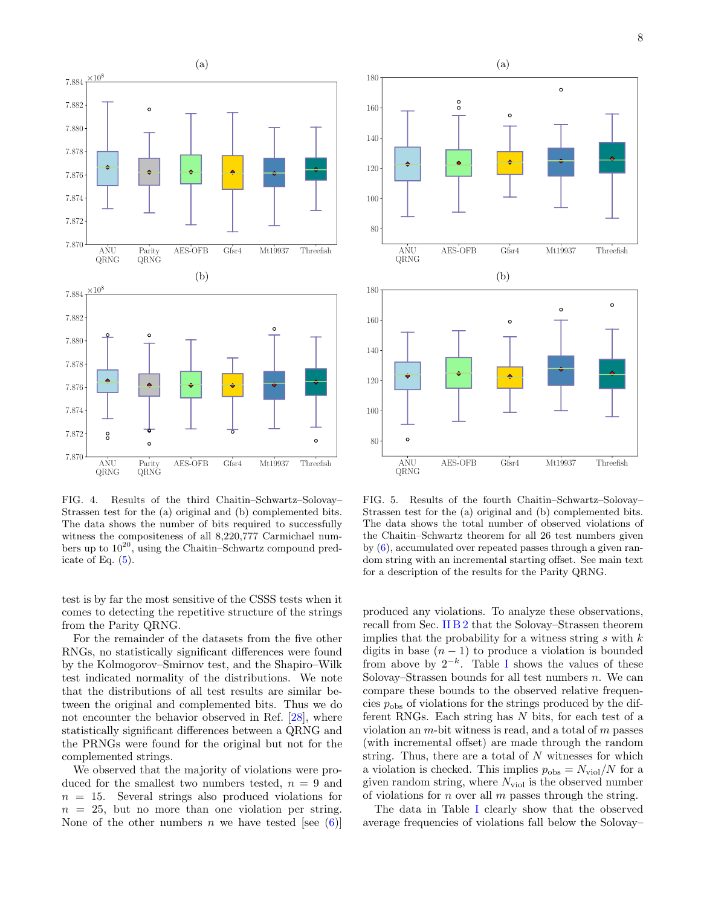FIG. 4. Results of the third Chaitin–Schwartz–Solovay–Strassen test for the (a) original and (b) complemented bits. The data shows the number of bits required to successfully witness the compositeness of all 8,220,777 Carmichael numbers up to $10^{20}$, using the Chaitin–Schwartz compound predicate of Eq. (5).

FIG. 5. Results of the fourth Chaitin–Schwartz–Solovay–Strassen test for the (a) original and (b) complemented bits. The data shows the total number of observed violations of the Chaitin–Schwartz theorem for all 26 test numbers given by (6), accumulated over repeated passes through a given random string with an incremental starting offset. See main text for a description of the results for the Parity QRNG.

test is by far the most sensitive of the CSSS tests when it comes to detecting the repetitive structure of the strings from the Parity QRNG.

For the remainder of the datasets from the five other RNGs, no statistically significant differences were found by the Kolmogorov–Smirnov test, and the Shapiro–Wilk test indicated normality of the distributions. We note that the distributions of all test results are similar between the original and complemented bits. Thus we do not encounter the behavior observed in Ref. [28], where statistically significant differences between a QRNG and the PRNGs were found for the original but not for the complemented strings.

We observed that the majority of violations were produced for the smallest two numbers tested, $n = 9$ and $n = 15$. Several strings also produced violations for $n = 25$, but no more than one violation per string. None of the other numbers $n$ we have tested [see (6)] produced any violations. To analyze these observations, recall from Sec. II B 2 that the Solovay–Strassen theorem implies that the probability for a witness string $s$ with $k$ digits in base $(n-1)$ to produce a violation is bounded from above by $2^{-k}$. Table I shows the values of these Solovay–Strassen bounds for all test numbers $n$. We can compare these bounds to the observed relative frequencies $p_{\mathrm{obs}}$ of violations for the strings produced by the different RNGs. Each string has $N$ bits, for each test of a violation an $m$-bit witness is read, and a total of $m$ passes (with incremental offset) are made through the random string. Thus, there are a total of $N$ witnesses for which a violation is checked. This implies $p_{\mathrm{obs}} = N_{\mathrm{viol}}/N$ for a given random string, where $N_{\mathrm{viol}}$ is the observed number of violations for $n$ over all $m$ passes through the string.

The data in Table I clearly show that the observed average frequencies of violations fall below the Solovay–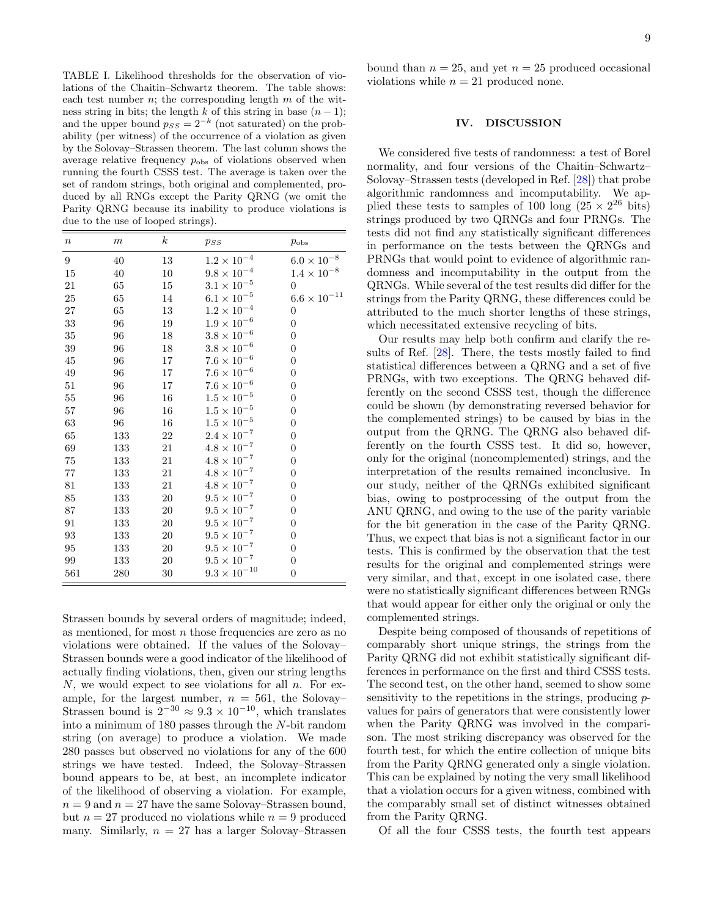TABLE I. Likelihood thresholds for the observation of violations of the Chaitin–Schwartz theorem. The table shows: each test number $n$; the corresponding length $m$ of the witness string in bits; the length $k$ of this string in base $(n-1)$; and the upper bound $p_{SS} = 2^{-k}$ (not saturated) on the probability (per witness) of the occurrence of a violation as given by the Solovay–Strassen theorem. The last column shows the average relative frequency $p_{\text{obs}}$ of violations observed when running the fourth CSSS test. The average is taken over the set of random strings, both original and complemented, produced by all RNGs except the Parity QRNG (we omit the Parity QRNG because its inability to produce violations is due to the use of looped strings).

| $n$ | $m$ | $k$ | $p_{SS}$ | $p_{\text{obs}}$ |
|---|---|---|---|---|
| 9 | 40 | 13 | $1.2\times10^{-4}$ | $6.0\times10^{-8}$ |
| 15 | 40 | 10 | $9.8\times10^{-4}$ | $1.4\times10^{-8}$ |
| 21 | 65 | 15 | $3.1\times10^{-5}$ | 0 |
| 25 | 65 | 14 | $6.1\times10^{-5}$ | $6.6\times10^{-11}$ |
| 27 | 65 | 13 | $1.2\times10^{-4}$ | 0 |
| 33 | 96 | 19 | $1.9\times10^{-6}$ | 0 |
| 35 | 96 | 18 | $3.8\times10^{-6}$ | 0 |
| 39 | 96 | 18 | $3.8\times10^{-6}$ | 0 |
| 45 | 96 | 17 | $7.6\times10^{-6}$ | 0 |
| 49 | 96 | 17 | $7.6\times10^{-6}$ | 0 |
| 51 | 96 | 17 | $7.6\times10^{-6}$ | 0 |
| 55 | 96 | 16 | $1.5\times10^{-5}$ | 0 |
| 57 | 96 | 16 | $1.5\times10^{-5}$ | 0 |
| 63 | 96 | 16 | $1.5\times10^{-5}$ | 0 |
| 65 | 133 | 22 | $2.4\times10^{-7}$ | 0 |
| 69 | 133 | 21 | $4.8\times10^{-7}$ | 0 |
| 75 | 133 | 21 | $4.8\times10^{-7}$ | 0 |
| 77 | 133 | 21 | $4.8\times10^{-7}$ | 0 |
| 81 | 133 | 21 | $4.8\times10^{-7}$ | 0 |
| 85 | 133 | 20 | $9.5\times10^{-7}$ | 0 |
| 87 | 133 | 20 | $9.5\times10^{-7}$ | 0 |
| 91 | 133 | 20 | $9.5\times10^{-7}$ | 0 |
| 93 | 133 | 20 | $9.5\times10^{-7}$ | 0 |
| 95 | 133 | 20 | $9.5\times10^{-7}$ | 0 |
| 99 | 133 | 20 | $9.5\times10^{-7}$ | 0 |
| 561 | 280 | 30 | $9.3\times10^{-10}$ | 0 |

Strassen bounds by several orders of magnitude; indeed, as mentioned, for most $n$ those frequencies are zero as no violations were obtained. If the values of the Solovay–Strassen bounds were a good indicator of the likelihood of actually finding violations, then, given our string lengths $N$, we would expect to see violations for all $n$. For example, for the largest number, $n = 561$, the Solovay–Strassen bound is $2^{-30} \approx 9.3\times10^{-10}$, which translates into a minimum of 180 passes through the $N$-bit random string (on average) to produce a violation. We made 280 passes but observed no violations for any of the 600 strings we have tested. Indeed, the Solovay–Strassen bound appears to be, at best, an incomplete indicator of the likelihood of observing a violation. For example, $n = 9$ and $n = 27$ have the same Solovay–Strassen bound, but $n = 27$ produced no violations while $n = 9$ produced many. Similarly, $n = 27$ has a larger Solovay–Strassen bound than $n = 25$, and yet $n = 25$ produced occasional violations while $n = 21$ produced none.

## IV. DISCUSSION

We considered five tests of randomness: a test of Borel normality, and four versions of the Chaitin–Schwartz–Solovay–Strassen tests (developed in Ref. [28]) that probe algorithmic randomness and incomputability. We applied these tests to samples of 100 long ($25 \times 2^{26}$ bits) strings produced by two QRNGs and four PRNGs. The tests did not find any statistically significant differences in performance on the tests between the QRNGs and PRNGs that would point to evidence of algorithmic randomness and incomputability in the output from the QRNGs. While several of the test results did differ for the strings from the Parity QRNG, these differences could be attributed to the much shorter lengths of these strings, which necessitated extensive recycling of bits.

Our results may help both confirm and clarify the results of Ref. [28]. There, the tests mostly failed to find statistical differences between a QRNG and a set of five PRNGs, with two exceptions. The QRNG behaved differently on the second CSSS test, though the difference could be shown (by demonstrating reversed behavior for the complemented strings) to be caused by bias in the output from the QRNG. The QRNG also behaved differently on the fourth CSSS test. It did so, however, only for the original (noncomplemented) strings, and the interpretation of the results remained inconclusive. In our study, neither of the QRNGs exhibited significant bias, owing to postprocessing of the output from the ANU QRNG, and owing to the use of the parity variable for the bit generation in the case of the Parity QRNG. Thus, we expect that bias is not a significant factor in our tests. This is confirmed by the observation that the test results for the original and complemented strings were very similar, and that, except in one isolated case, there were no statistically significant differences between RNGs that would appear for either only the original or only the complemented strings.

Despite being composed of thousands of repetitions of comparably short unique strings, the strings from the Parity QRNG did not exhibit statistically significant differences in performance on the first and third CSSS tests. The second test, on the other hand, seemed to show some sensitivity to the repetitions in the strings, producing $p$-values for pairs of generators that were consistently lower when the Parity QRNG was involved in the comparison. The most striking discrepancy was observed for the fourth test, for which the entire collection of unique bits from the Parity QRNG generated only a single violation. This can be explained by noting the very small likelihood that a violation occurs for a given witness, combined with the comparably small set of distinct witnesses obtained from the Parity QRNG.

Of all the four CSSS tests, the fourth test appears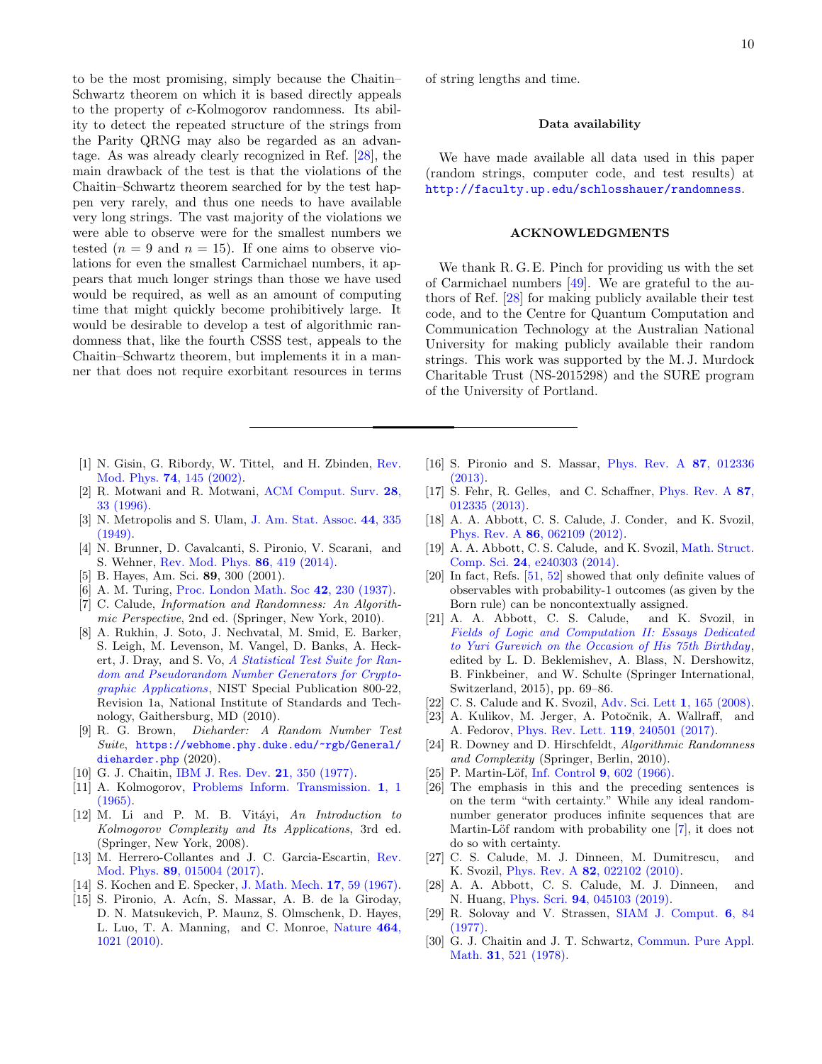to be the most promising, simply because the Chaitin–Schwartz theorem on which it is based directly appeals to the property of $c$-Kolmogorov randomness. Its ability to detect the repeated structure of the strings from the Parity QRNG may also be regarded as an advantage. As was already clearly recognized in Ref. [28], the main drawback of the test is that the violations of the Chaitin–Schwartz theorem searched for by the test happen very rarely, and thus one needs to have available very long strings. The vast majority of the violations we were able to observe were for the smallest numbers we tested ($n = 9$ and $n = 15$). If one aims to observe violations for even the smallest Carmichael numbers, it appears that much longer strings than those we have used would be required, as well as an amount of computing time that might quickly become prohibitively large. It would be desirable to develop a test of algorithmic randomness that, like the fourth CSSS test, appeals to the Chaitin–Schwartz theorem, but implements it in a manner that does not require exorbitant resources in terms of string lengths and time.

### Data availability

We have made available all data used in this paper (random strings, computer code, and test results) at http://faculty.up.edu/schlosshauer/randomness.

## ACKNOWLEDGMENTS

We thank R. G. E. Pinch for providing us with the set of Carmichael numbers [49]. We are grateful to the authors of Ref. [28] for making publicly available their test code, and to the Centre for Quantum Computation and Communication Technology at the Australian National University for making publicly available their random strings. This work was supported by the M. J. Murdock Charitable Trust (NS-2015298) and the SURE program of the University of Portland.

---

[1] N. Gisin, G. Ribordy, W. Tittel, and H. Zbinden, Rev. Mod. Phys. **74**, 145 (2002).
[2] R. Motwani and R. Motwani, ACM Comput. Surv. **28**, 33 (1996).
[3] N. Metropolis and S. Ulam, J. Am. Stat. Assoc. **44**, 335 (1949).
[4] N. Brunner, D. Cavalcanti, S. Pironio, V. Scarani, and S. Wehner, Rev. Mod. Phys. **86**, 419 (2014).
[5] B. Hayes, Am. Sci. **89**, 300 (2001).
[6] A. M. Turing, Proc. London Math. Soc **42**, 230 (1937).
[7] C. Calude, *Information and Randomness: An Algorithmic Perspective*, 2nd ed. (Springer, New York, 2010).
[8] A. Rukhin, J. Soto, J. Nechvatal, M. Smid, E. Barker, S. Leigh, M. Levenson, M. Vangel, D. Banks, A. Heckert, J. Dray, and S. Vo, *A Statistical Test Suite for Random and Pseudorandom Number Generators for Cryptographic Applications*, NIST Special Publication 800-22, Revision 1a, National Institute of Standards and Technology, Gaithersburg, MD (2010).
[9] R. G. Brown, *Dieharder: A Random Number Test Suite*, https://webhome.phy.duke.edu/~rgb/General/dieharder.php (2020).
[10] G. J. Chaitin, IBM J. Res. Dev. **21**, 350 (1977).
[11] A. Kolmogorov, Problems Inform. Transmission. **1**, 1 (1965).
[12] M. Li and P. M. B. Vitáyi, *An Introduction to Kolmogorov Complexity and Its Applications*, 3rd ed. (Springer, New York, 2008).
[13] M. Herrero-Collantes and J. C. Garcia-Escartin, Rev. Mod. Phys. **89**, 015004 (2017).
[14] S. Kochen and E. Specker, J. Math. Mech. **17**, 59 (1967).
[15] S. Pironio, A. Acín, S. Massar, A. B. de la Giroday, D. N. Matsukevich, P. Maunz, S. Olmschenk, D. Hayes, L. Luo, T. A. Manning, and C. Monroe, Nature **464**, 1021 (2010).
[16] S. Pironio and S. Massar, Phys. Rev. A **87**, 012336 (2013).
[17] S. Fehr, R. Gelles, and C. Schaffner, Phys. Rev. A **87**, 012335 (2013).
[18] A. A. Abbott, C. S. Calude, J. Conder, and K. Svozil, Phys. Rev. A **86**, 062109 (2012).
[19] A. A. Abbott, C. S. Calude, and K. Svozil, Math. Struct. Comp. Sci. **24**, e240303 (2014).
[20] In fact, Refs. [51, 52] showed that only definite values of observables with probability-1 outcomes (as given by the Born rule) can be noncontextually assigned.
[21] A. A. Abbott, C. S. Calude, and K. Svozil, in *Fields of Logic and Computation II: Essays Dedicated to Yuri Gurevich on the Occasion of His 75th Birthday*, edited by L. D. Beklemishev, A. Blass, N. Dershowitz, B. Finkbeiner, and W. Schulte (Springer International, Switzerland, 2015), pp. 69–86.
[22] C. S. Calude and K. Svozil, Adv. Sci. Lett **1**, 165 (2008).
[23] A. Kulikov, M. Jerger, A. Potočnik, A. Wallraff, and A. Fedorov, Phys. Rev. Lett. **119**, 240501 (2017).
[24] R. Downey and D. Hirschfeldt, *Algorithmic Randomness and Complexity* (Springer, Berlin, 2010).
[25] P. Martin-Löf, Inf. Control **9**, 602 (1966).
[26] The emphasis in this and the preceding sentences is on the term "with certainty." While any ideal random-number generator produces infinite sequences that are Martin-Löf random with probability one [7], it does not do so with certainty.
[27] C. S. Calude, M. J. Dinneen, M. Dumitrescu, and K. Svozil, Phys. Rev. A **82**, 022102 (2010).
[28] A. A. Abbott, C. S. Calude, M. J. Dinneen, and N. Huang, Phys. Scri. **94**, 045103 (2019).
[29] R. Solovay and V. Strassen, SIAM J. Comput. **6**, 84 (1977).
[30] G. J. Chaitin and J. T. Schwartz, Commun. Pure Appl. Math. **31**, 521 (1978).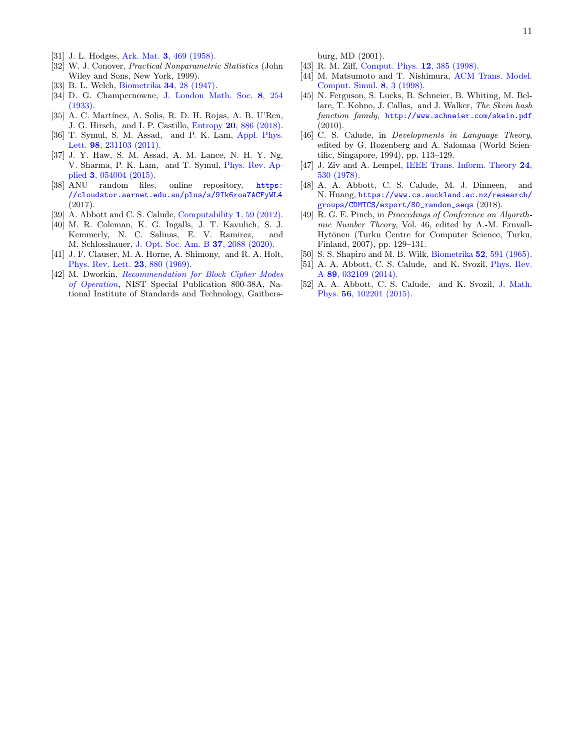[31] J. L. Hodges, Ark. Mat. **3**, 469 (1958).

[32] W. J. Conover, *Practical Nonparametric Statistics* (John Wiley and Sons, New York, 1999).

[33] B. L. Welch, Biometrika **34**, 28 (1947).

[34] D. G. Champernowne, J. London Math. Soc. **8**, 254 (1933).

[35] A. C. Martínez, A. Solis, R. D. H. Rojas, A. B. U'Ren, J. G. Hirsch, and I. P. Castillo, Entropy **20**, 886 (2018).

[36] T. Symul, S. M. Assad, and P. K. Lam, Appl. Phys. Lett. **98**, 231103 (2011).

[37] J. Y. Haw, S. M. Assad, A. M. Lance, N. H. Y. Ng, V. Sharma, P. K. Lam, and T. Symul, Phys. Rev. Applied **3**, 054004 (2015).

[38] ANU random files, online repository, https://cloudstor.aarnet.edu.au/plus/s/9Ik6roa7ACFyWL4 (2017).

[39] A. Abbott and C. S. Calude, Computability **1**, 59 (2012).

[40] M. R. Coleman, K. G. Ingalls, J. T. Kavulich, S. J. Kemmerly, N. C. Salinas, E. V. Ramirez, and M. Schlosshauer, J. Opt. Soc. Am. B **37**, 2088 (2020).

[41] J. F. Clauser, M. A. Horne, A. Shimony, and R. A. Holt, Phys. Rev. Lett. **23**, 880 (1969).

[42] M. Dworkin, *Recommendation for Block Cipher Modes of Operation*, NIST Special Publication 800-38A, National Institute of Standards and Technology, Gaithersburg, MD (2001).

[43] R. M. Ziff, Comput. Phys. **12**, 385 (1998).

[44] M. Matsumoto and T. Nishimura, ACM Trans. Model. Comput. Simul. **8**, 3 (1998).

[45] N. Ferguson, S. Lucks, B. Schneier, B. Whiting, M. Bellare, T. Kohno, J. Callas, and J. Walker, *The Skein hash function family*, http://www.schneier.com/skein.pdf (2010).

[46] C. S. Calude, in *Developments in Language Theory*, edited by G. Rozenberg and A. Salomaa (World Scientific, Singapore, 1994), pp. 113–129.

[47] J. Ziv and A. Lempel, IEEE Trans. Inform. Theory **24**, 530 (1978).

[48] A. A. Abbott, C. S. Calude, M. J. Dinneen, and N. Huang, https://www.cs.auckland.ac.nz/research/groups/CDMTCS/export/80_random_seqs (2018).

[49] R. G. E. Pinch, in *Proceedings of Conference on Algorithmic Number Theory*, Vol. 46, edited by A.-M. Ernvall-Hytönen (Turku Centre for Computer Science, Turku, Finland, 2007), pp. 129–131.

[50] S. S. Shapiro and M. B. Wilk, Biometrika **52**, 591 (1965).

[51] A. A. Abbott, C. S. Calude, and K. Svozil, Phys. Rev. A **89**, 032109 (2014).

[52] A. A. Abbott, C. S. Calude, and K. Svozil, J. Math. Phys. **56**, 102201 (2015).